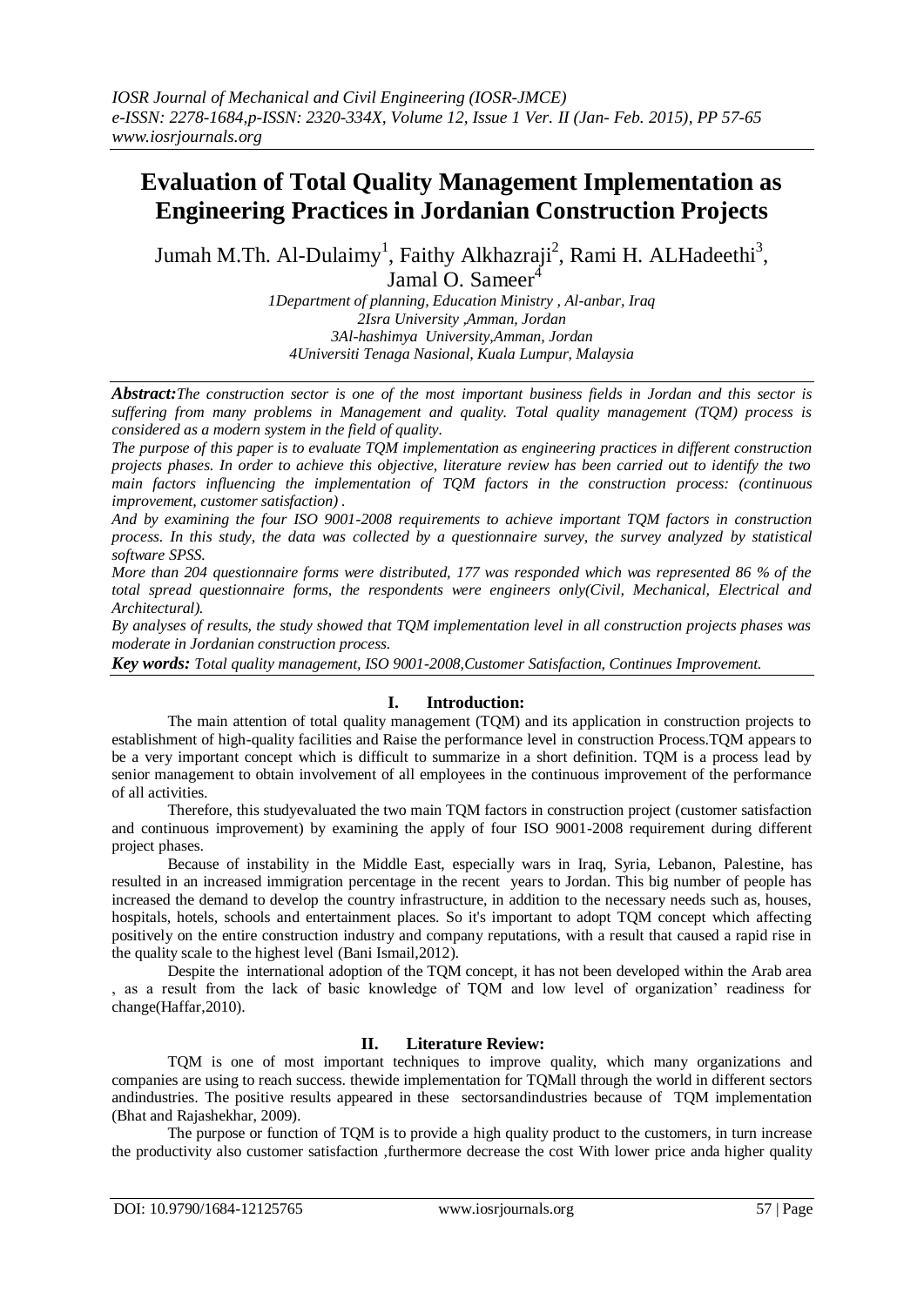# Evaluation of Total Quality Management Implementation as Engineering Practices in Jordanian Construction Projects

Jumah M.Th. Al-Dulaimy[1], Faithy Alkhazraji[2], Rami H. ALHadeethi[3], Jamal O. Sameer[4]

*1Department of planning, Education Ministry , Al-anbar, Iraq*
*2Isra University ,Amman, Jordan*
*3Al-hashimya University,Amman, Jordan*
*4Universiti Tenaga Nasional, Kuala Lumpur, Malaysia*

***Abstract:****The construction sector is one of the most important business fields in Jordan and this sector is suffering from many problems in Management and quality. Total quality management (TQM) process is considered as a modern system in the field of quality.*

*The purpose of this paper is to evaluate TQM implementation as engineering practices in different construction projects phases. In order to achieve this objective, literature review has been carried out to identify the two main factors influencing the implementation of TQM factors in the construction process: (continuous improvement, customer satisfaction) .*

*And by examining the four ISO 9001-2008 requirements to achieve important TQM factors in construction process. In this study, the data was collected by a questionnaire survey, the survey analyzed by statistical software SPSS.*

*More than 204 questionnaire forms were distributed, 177 was responded which was represented 86 % of the total spread questionnaire forms, the respondents were engineers only(Civil, Mechanical, Electrical and Architectural).*

*By analyses of results, the study showed that TQM implementation level in all construction projects phases was moderate in Jordanian construction process.*

***Key words:*** *Total quality management, ISO 9001-2008,Customer Satisfaction, Continues Improvement.*

## I. Introduction:

The main attention of total quality management (TQM) and its application in construction projects to establishment of high-quality facilities and Raise the performance level in construction Process.TQM appears to be a very important concept which is difficult to summarize in a short definition. TQM is a process lead by senior management to obtain involvement of all employees in the continuous improvement of the performance of all activities.

Therefore, this studyevaluated the two main TQM factors in construction project (customer satisfaction and continuous improvement) by examining the apply of four ISO 9001-2008 requirement during different project phases.

Because of instability in the Middle East, especially wars in Iraq, Syria, Lebanon, Palestine, has resulted in an increased immigration percentage in the recent years to Jordan. This big number of people has increased the demand to develop the country infrastructure, in addition to the necessary needs such as, houses, hospitals, hotels, schools and entertainment places. So it's important to adopt TQM concept which affecting positively on the entire construction industry and company reputations, with a result that caused a rapid rise in the quality scale to the highest level (Bani Ismail,2012).

Despite the international adoption of the TQM concept, it has not been developed within the Arab area , as a result from the lack of basic knowledge of TQM and low level of organization' readiness for change(Haffar,2010).

## II. Literature Review:

TQM is one of most important techniques to improve quality, which many organizations and companies are using to reach success. thewide implementation for TQMall through the world in different sectors andindustries. The positive results appeared in these sectorsandindustries because of TQM implementation (Bhat and Rajashekhar, 2009).

The purpose or function of TQM is to provide a high quality product to the customers, in turn increase the productivity also customer satisfaction ,furthermore decrease the cost With lower price anda higher quality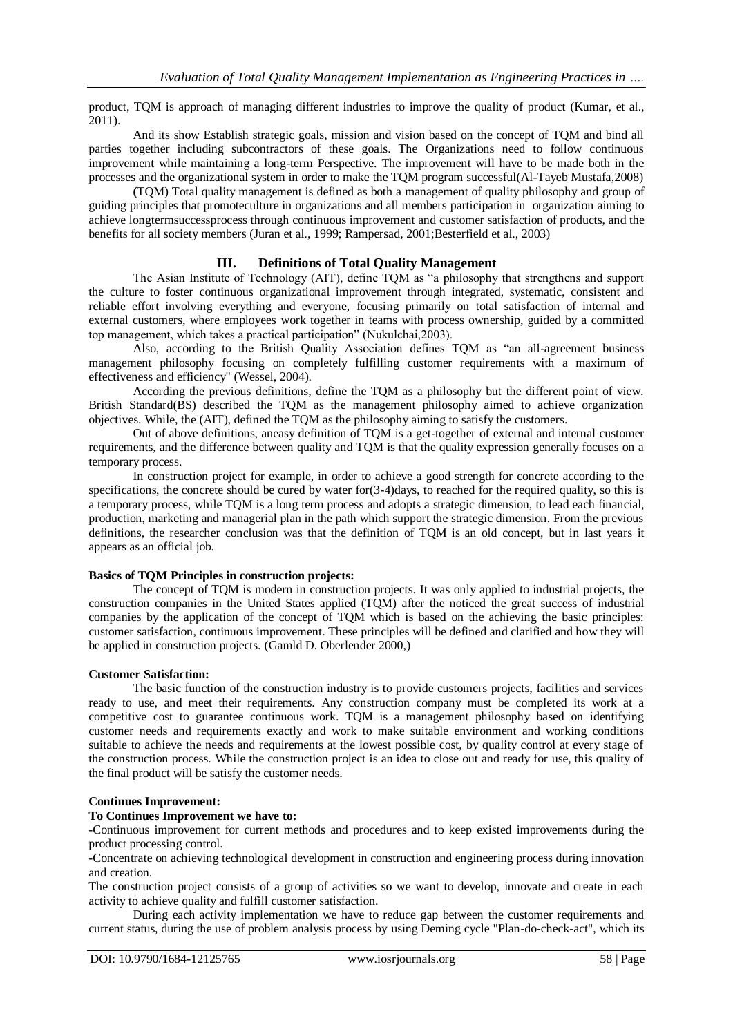product, TQM is approach of managing different industries to improve the quality of product (Kumar, et al., 2011).

And its show Establish strategic goals, mission and vision based on the concept of TQM and bind all parties together including subcontractors of these goals. The Organizations need to follow continuous improvement while maintaining a long-term Perspective. The improvement will have to be made both in the processes and the organizational system in order to make the TQM program successful(Al-Tayeb Mustafa,2008)

**(**TQM) Total quality management is defined as both a management of quality philosophy and group of guiding principles that promoteculture in organizations and all members participation in organization aiming to achieve longtermsuccessprocess through continuous improvement and customer satisfaction of products, and the benefits for all society members (Juran et al., 1999; Rampersad, 2001;Besterfield et al., 2003)

## III. Definitions of Total Quality Management

The Asian Institute of Technology (AIT), define TQM as "a philosophy that strengthens and support the culture to foster continuous organizational improvement through integrated, systematic, consistent and reliable effort involving everything and everyone, focusing primarily on total satisfaction of internal and external customers, where employees work together in teams with process ownership, guided by a committed top management, which takes a practical participation" (Nukulchai,2003).

Also, according to the British Quality Association defines TQM as "an all-agreement business management philosophy focusing on completely fulfilling customer requirements with a maximum of effectiveness and efficiency" (Wessel, 2004).

According the previous definitions, define the TQM as a philosophy but the different point of view. British Standard(BS) described the TQM as the management philosophy aimed to achieve organization objectives. While, the (AIT), defined the TQM as the philosophy aiming to satisfy the customers.

Out of above definitions, aneasy definition of TQM is a get-together of external and internal customer requirements, and the difference between quality and TQM is that the quality expression generally focuses on a temporary process.

In construction project for example, in order to achieve a good strength for concrete according to the specifications, the concrete should be cured by water for(3-4)days, to reached for the required quality, so this is a temporary process, while TQM is a long term process and adopts a strategic dimension, to lead each financial, production, marketing and managerial plan in the path which support the strategic dimension. From the previous definitions, the researcher conclusion was that the definition of TQM is an old concept, but in last years it appears as an official job.

**Basics of TQM Principles in construction projects:**

The concept of TQM is modern in construction projects. It was only applied to industrial projects, the construction companies in the United States applied (TQM) after the noticed the great success of industrial companies by the application of the concept of TQM which is based on the achieving the basic principles: customer satisfaction, continuous improvement. These principles will be defined and clarified and how they will be applied in construction projects. (Gamld D. Oberlender 2000,)

**Customer Satisfaction:**

The basic function of the construction industry is to provide customers projects, facilities and services ready to use, and meet their requirements. Any construction company must be completed its work at a competitive cost to guarantee continuous work. TQM is a management philosophy based on identifying customer needs and requirements exactly and work to make suitable environment and working conditions suitable to achieve the needs and requirements at the lowest possible cost, by quality control at every stage of the construction process. While the construction project is an idea to close out and ready for use, this quality of the final product will be satisfy the customer needs.

**Continues Improvement:**

**To Continues Improvement we have to:**

-Continuous improvement for current methods and procedures and to keep existed improvements during the product processing control.

-Concentrate on achieving technological development in construction and engineering process during innovation and creation.

The construction project consists of a group of activities so we want to develop, innovate and create in each activity to achieve quality and fulfill customer satisfaction.

During each activity implementation we have to reduce gap between the customer requirements and current status, during the use of problem analysis process by using Deming cycle "Plan-do-check-act", which its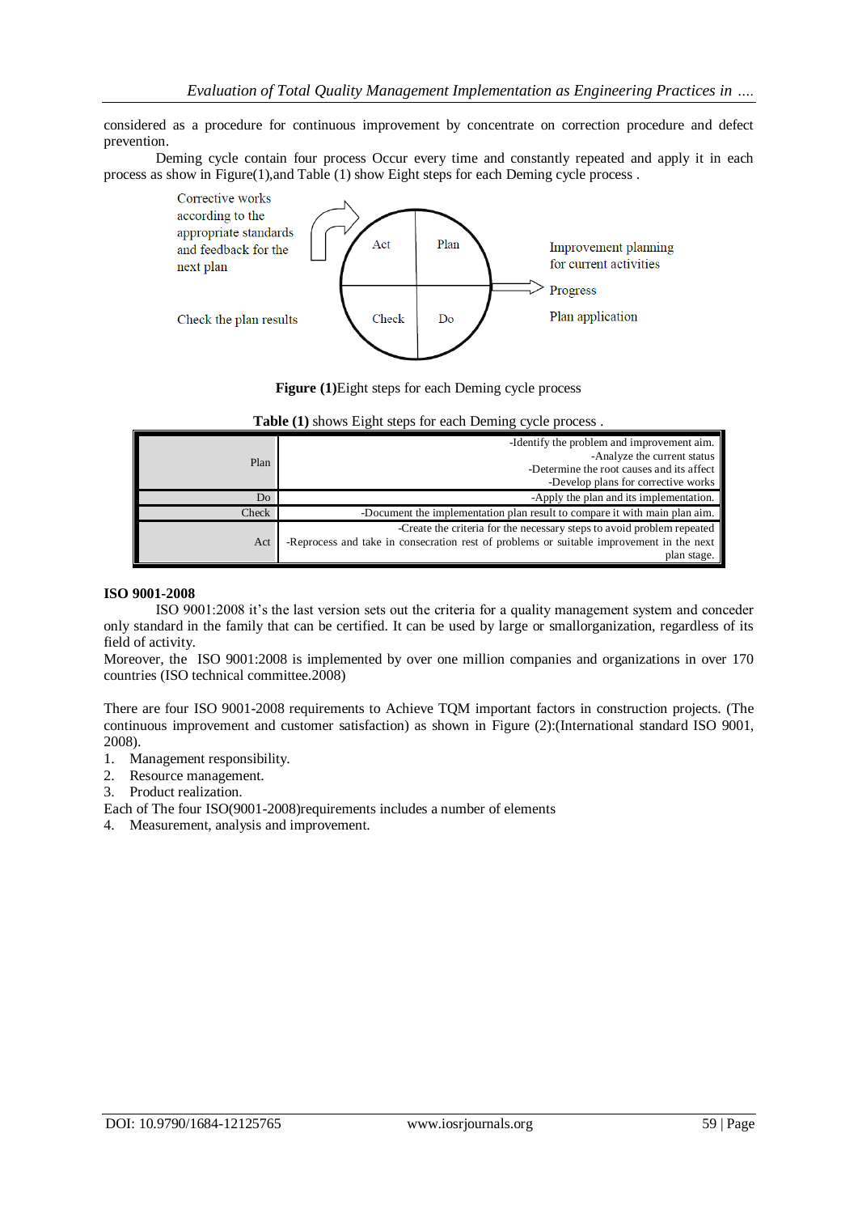considered as a procedure for continuous improvement by concentrate on correction procedure and defect prevention.

Deming cycle contain four process Occur every time and constantly repeated and apply it in each process as show in Figure(1),and Table (1) show Eight steps for each Deming cycle process .

Corrective works according to the appropriate standards and feedback for the next plan

Act | Plan | Check | Do

Improvement planning for current activities

Progress

Plan application

Check the plan results

**Figure (1)**Eight steps for each Deming cycle process

**Table (1)** shows Eight steps for each Deming cycle process .

| | |
|---|---|
| Plan | -Identify the problem and improvement aim.<br>-Analyze the current status<br>-Determine the root causes and its affect<br>-Develop plans for corrective works |
| Do | -Apply the plan and its implementation. |
| Check | -Document the implementation plan result to compare it with main plan aim. |
| Act | -Create the criteria for the necessary steps to avoid problem repeated<br>-Reprocess and take in consecration rest of problems or suitable improvement in the next plan stage. |

**ISO 9001-2008**

ISO 9001:2008 it's the last version sets out the criteria for a quality management system and conceder only standard in the family that can be certified. It can be used by large or smallorganization, regardless of its field of activity.

Moreover, the ISO 9001:2008 is implemented by over one million companies and organizations in over 170 countries (ISO technical committee.2008)

There are four ISO 9001-2008 requirements to Achieve TQM important factors in construction projects. (The continuous improvement and customer satisfaction) as shown in Figure (2):(International standard ISO 9001, 2008).

1. Management responsibility.
2. Resource management.
3. Product realization.

Each of The four ISO(9001-2008)requirements includes a number of elements

4. Measurement, analysis and improvement.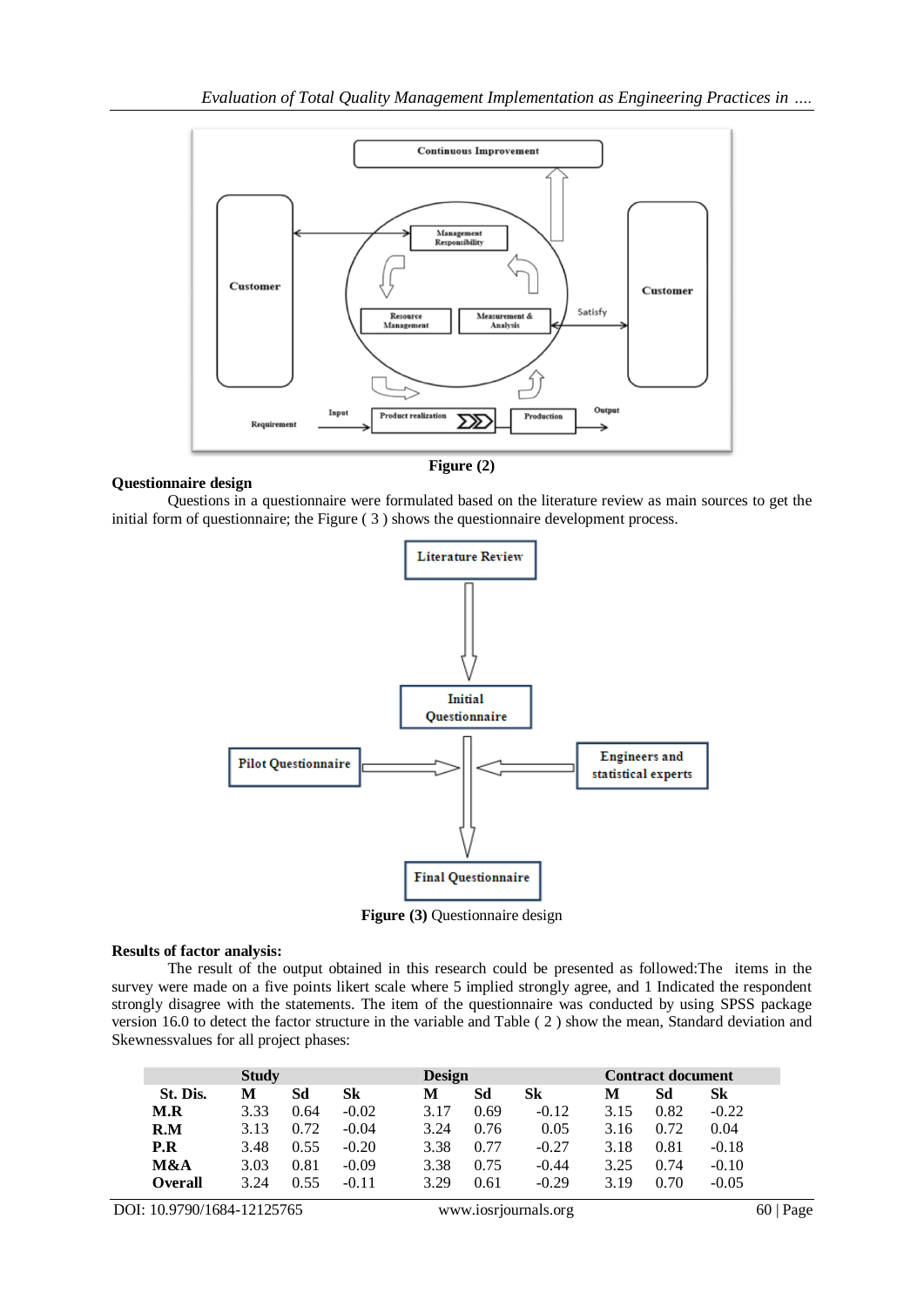**Figure (2)**

**Questionnaire design**

Questions in a questionnaire were formulated based on the literature review as main sources to get the initial form of questionnaire; the Figure ( 3 ) shows the questionnaire development process.

**Figure (3)** Questionnaire design

**Results of factor analysis:**

The result of the output obtained in this research could be presented as followed:The items in the survey were made on a five points likert scale where 5 implied strongly agree, and 1 Indicated the respondent strongly disagree with the statements. The item of the questionnaire was conducted by using SPSS package version 16.0 to detect the factor structure in the variable and Table ( 2 ) show the mean, Standard deviation and Skewnessvalues for all project phases:

| | Study | | | Design | | | Contract document | | |
|---|---|---|---|---|---|---|---|---|---|
| **St. Dis.** | **M** | **Sd** | **Sk** | **M** | **Sd** | **Sk** | **M** | **Sd** | **Sk** |
| **M.R** | 3.33 | 0.64 | -0.02 | 3.17 | 0.69 | -0.12 | 3.15 | 0.82 | -0.22 |
| **R.M** | 3.13 | 0.72 | -0.04 | 3.24 | 0.76 | 0.05 | 3.16 | 0.72 | 0.04 |
| **P.R** | 3.48 | 0.55 | -0.20 | 3.38 | 0.77 | -0.27 | 3.18 | 0.81 | -0.18 |
| **M&A** | 3.03 | 0.81 | -0.09 | 3.38 | 0.75 | -0.44 | 3.25 | 0.74 | -0.10 |
| **Overall** | 3.24 | 0.55 | -0.11 | 3.29 | 0.61 | -0.29 | 3.19 | 0.70 | -0.05 |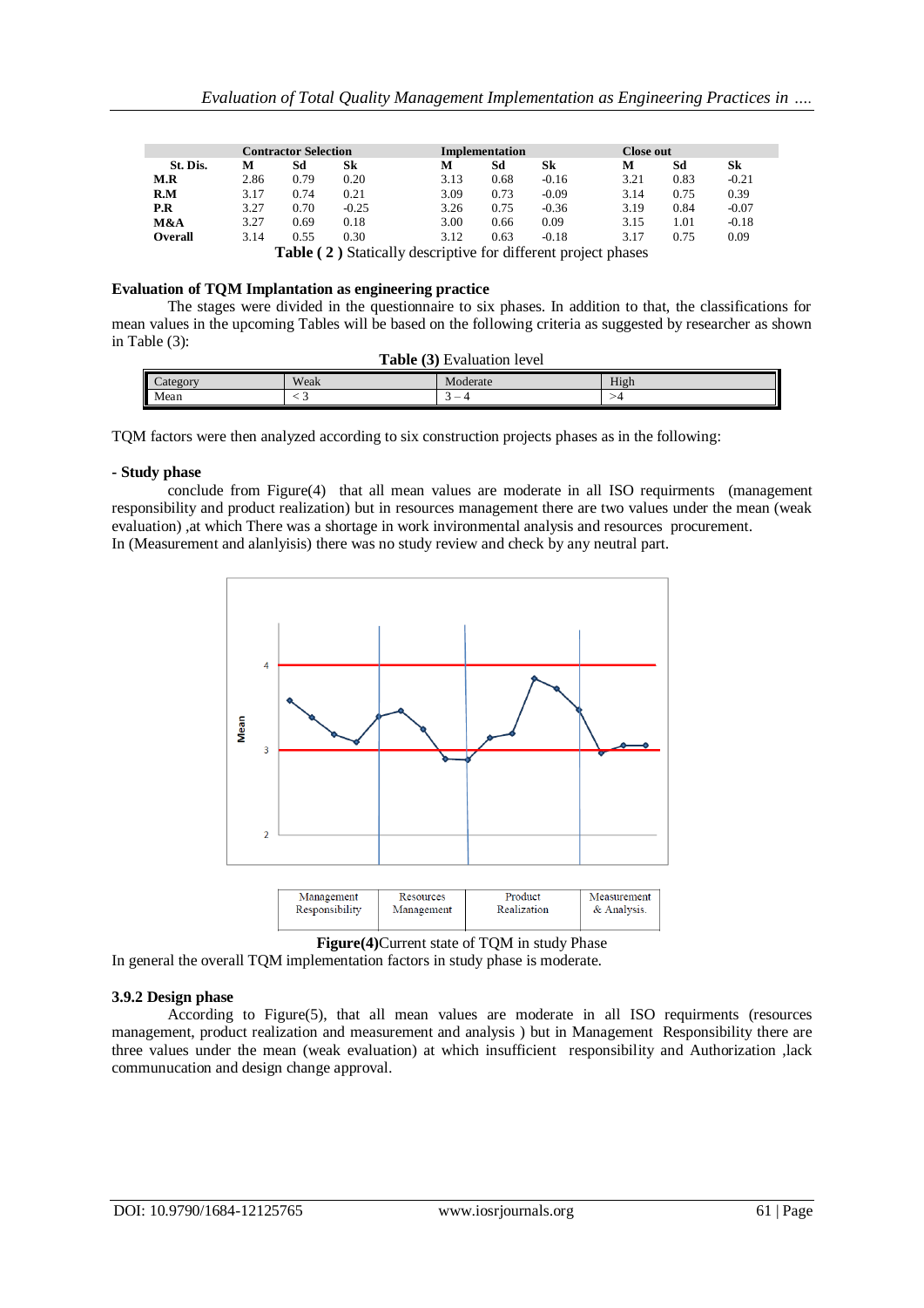| St. Dis. | Contractor Selection | | | Implementation | | | Close out | | |
|---|---|---|---|---|---|---|---|---|---|
| | **M** | **Sd** | **Sk** | **M** | **Sd** | **Sk** | **M** | **Sd** | **Sk** |
| **M.R** | 2.86 | 0.79 | 0.20 | 3.13 | 0.68 | -0.16 | 3.21 | 0.83 | -0.21 |
| **R.M** | 3.17 | 0.74 | 0.21 | 3.09 | 0.73 | -0.09 | 3.14 | 0.75 | 0.39 |
| **P.R** | 3.27 | 0.70 | -0.25 | 3.26 | 0.75 | -0.36 | 3.19 | 0.84 | -0.07 |
| **M&A** | 3.27 | 0.69 | 0.18 | 3.00 | 0.66 | 0.09 | 3.15 | 1.01 | -0.18 |
| **Overall** | 3.14 | 0.55 | 0.30 | 3.12 | 0.63 | -0.18 | 3.17 | 0.75 | 0.09 |

**Table ( 2 )** Statically descriptive for different project phases

**Evaluation of TQM Implantation as engineering practice**

The stages were divided in the questionnaire to six phases. In addition to that, the classifications for mean values in the upcoming Tables will be based on the following criteria as suggested by researcher as shown in Table (3):

**Table (3)** Evaluation level

| Category | Weak | Moderate | High |
|---|---|---|---|
| Mean | < 3 | 3 – 4 | >4 |

TQM factors were then analyzed according to six construction projects phases as in the following:

**- Study phase**

conclude from Figure(4) that all mean values are moderate in all ISO requirments (management responsibility and product realization) but in resources management there are two values under the mean (weak evaluation) ,at which There was a shortage in work invironmental analysis and resources procurement.
In (Measurement and alanlyisis) there was no study review and check by any neutral part.

| Management Responsibility | Resources Management | Product Realization | Measurement & Analysis. |
|---|---|---|---|

**Figure(4)**Current state of TQM in study Phase

In general the overall TQM implementation factors in study phase is moderate.

### 3.9.2 Design phase

According to Figure(5), that all mean values are moderate in all ISO requirments (resources management, product realization and measurement and analysis ) but in Management Responsibility there are three values under the mean (weak evaluation) at which insufficient responsibility and Authorization ,lack communucation and design change approval.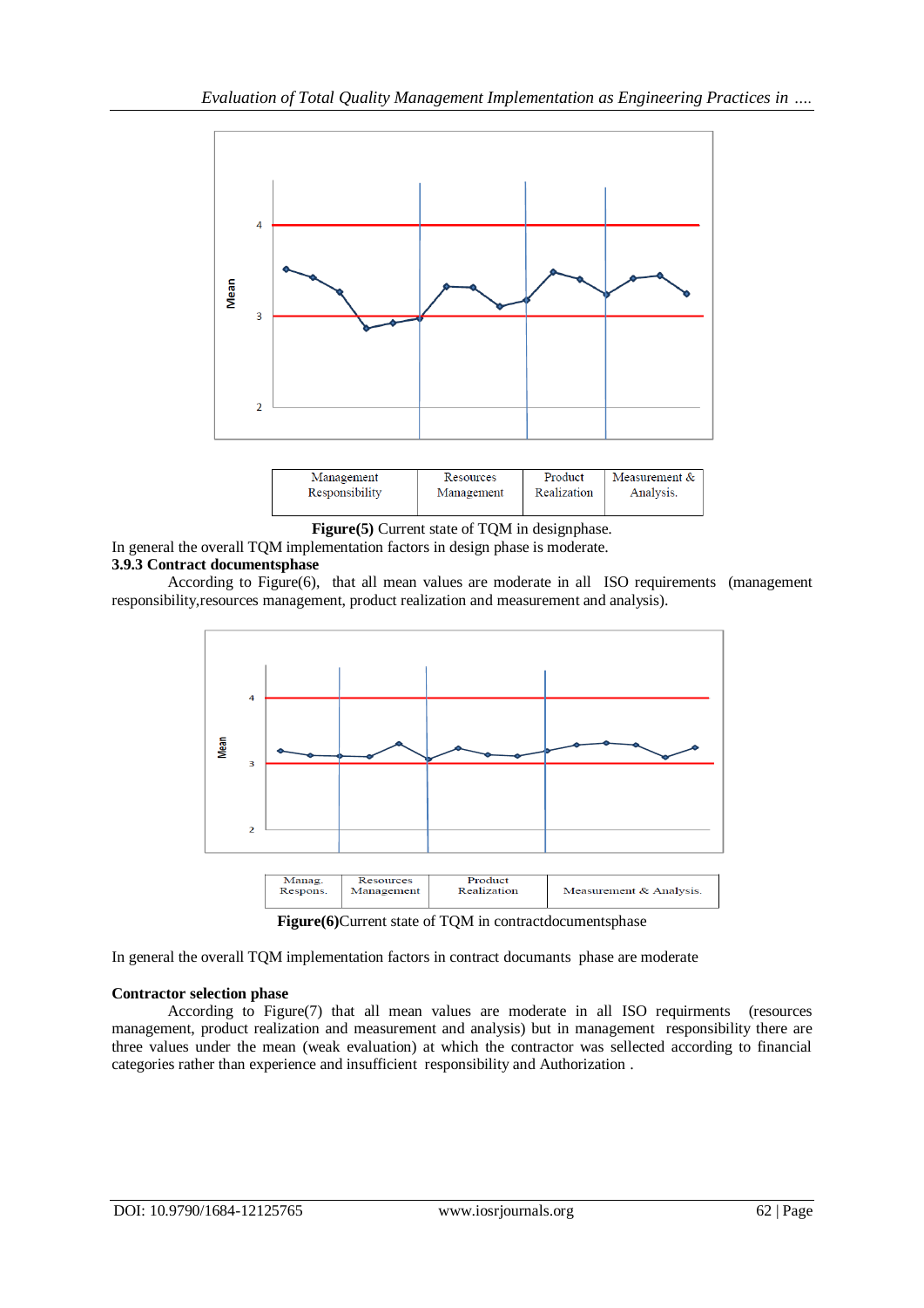| Management Responsibility | Resources Management | Product Realization | Measurement & Analysis. |
|---|---|---|---|

**Figure(5)** Current state of TQM in designphase.

In general the overall TQM implementation factors in design phase is moderate.

**3.9.3 Contract documentsphase**

According to Figure(6), that all mean values are moderate in all ISO requirements (management responsibility,resources management, product realization and measurement and analysis).

| Manag. Respons. | Resources Management | Product Realization | Measurement & Analysis. |
|---|---|---|---|

**Figure(6)**Current state of TQM in contractdocumentsphase

In general the overall TQM implementation factors in contract documants phase are moderate

**Contractor selection phase**

According to Figure(7) that all mean values are moderate in all ISO requirments (resources management, product realization and measurement and analysis) but in management responsibility there are three values under the mean (weak evaluation) at which the contractor was sellected according to financial categories rather than experience and insufficient responsibility and Authorization .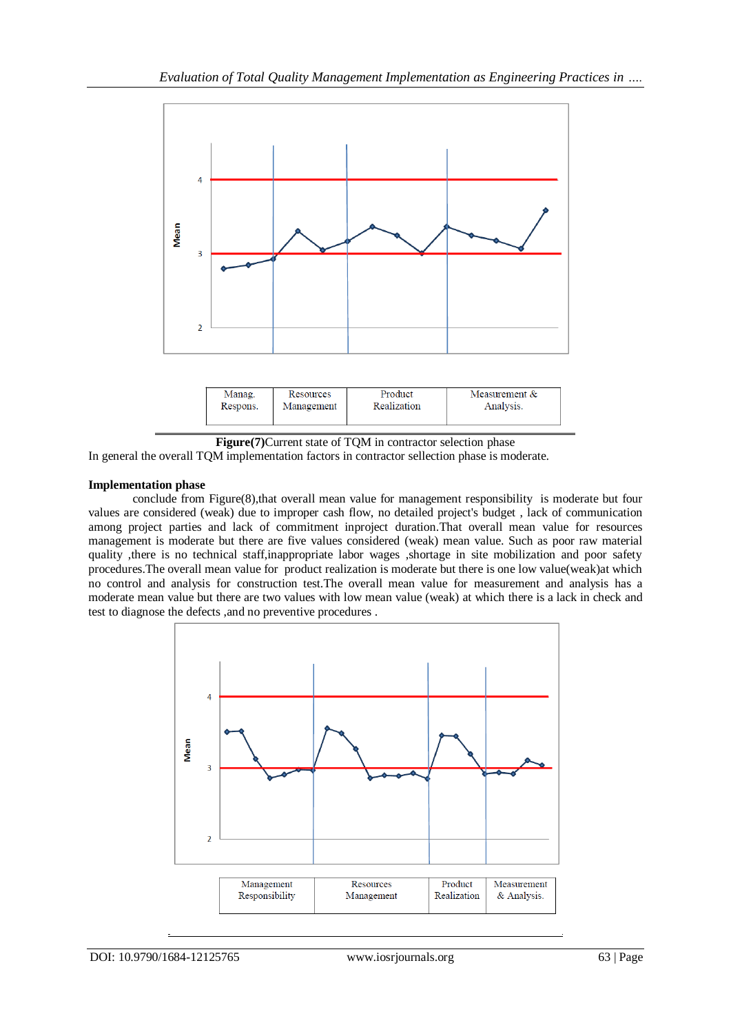| Manag. Respons. | Resources Management | Product Realization | Measurement & Analysis. |
|---|---|---|---|

**Figure(7)**Current state of TQM in contractor selection phase

In general the overall TQM implementation factors in contractor sellection phase is moderate.

**Implementation phase**

conclude from Figure(8),that overall mean value for management responsibility is moderate but four values are considered (weak) due to improper cash flow, no detailed project's budget , lack of communication among project parties and lack of commitment inproject duration.That overall mean value for resources management is moderate but there are five values considered (weak) mean value. Such as poor raw material quality ,there is no technical staff,inappropriate labor wages ,shortage in site mobilization and poor safety procedures.The overall mean value for product realization is moderate but there is one low value(weak)at which no control and analysis for construction test.The overall mean value for measurement and analysis has a moderate mean value but there are two values with low mean value (weak) at which there is a lack in check and test to diagnose the defects ,and no preventive procedures .

| Management Responsibility | Resources Management | Product Realization | Measurement & Analysis. |
|---|---|---|---|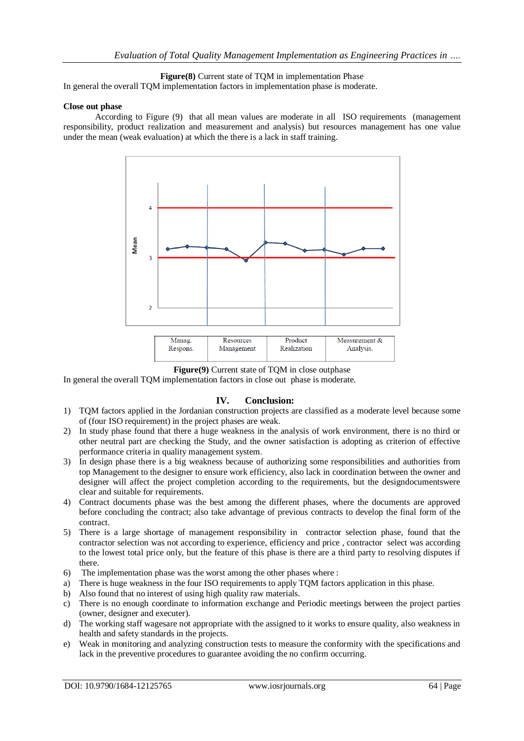**Figure(8)** Current state of TQM in implementation Phase

In general the overall TQM implementation factors in implementation phase is moderate.

**Close out phase**

According to Figure (9) that all mean values are moderate in all ISO requirements (management responsibility, product realization and measurement and analysis) but resources management has one value under the mean (weak evaluation) at which the there is a lack in staff training.

| Manag. Respons. | Resources Management | Product Realization | Measurement & Analysis. |
|---|---|---|---|

**Figure(9)** Current state of TQM in close outphase

In general the overall TQM implementation factors in close out phase is moderate.

## IV. Conclusion:

1) TQM factors applied in the Jordanian construction projects are classified as a moderate level because some of (four ISO requirement) in the project phases are weak.
2) In study phase found that there a huge weakness in the analysis of work environment, there is no third or other neutral part are checking the Study, and the owner satisfaction is adopting as criterion of effective performance criteria in quality management system.
3) In design phase there is a big weakness because of authorizing some responsibilities and authorities from top Management to the designer to ensure work efficiency, also lack in coordination between the owner and designer will affect the project completion according to the requirements, but the designdocumentswere clear and suitable for requirements.
4) Contract documents phase was the best among the different phases, where the documents are approved before concluding the contract; also take advantage of previous contracts to develop the final form of the contract.
5) There is a large shortage of management responsibility in contractor selection phase, found that the contractor selection was not according to experience, efficiency and price , contractor select was according to the lowest total price only, but the feature of this phase is there are a third party to resolving disputes if there.
6) The implementation phase was the worst among the other phases where :
   a) There is huge weakness in the four ISO requirements to apply TQM factors application in this phase.
   b) Also found that no interest of using high quality raw materials.
   c) There is no enough coordinate to information exchange and Periodic meetings between the project parties (owner, designer and executer).
   d) The working staff wagesare not appropriate with the assigned to it works to ensure quality, also weakness in health and safety standards in the projects.
   e) Weak in monitoring and analyzing construction tests to measure the conformity with the specifications and lack in the preventive procedures to guarantee avoiding the no confirm occurring.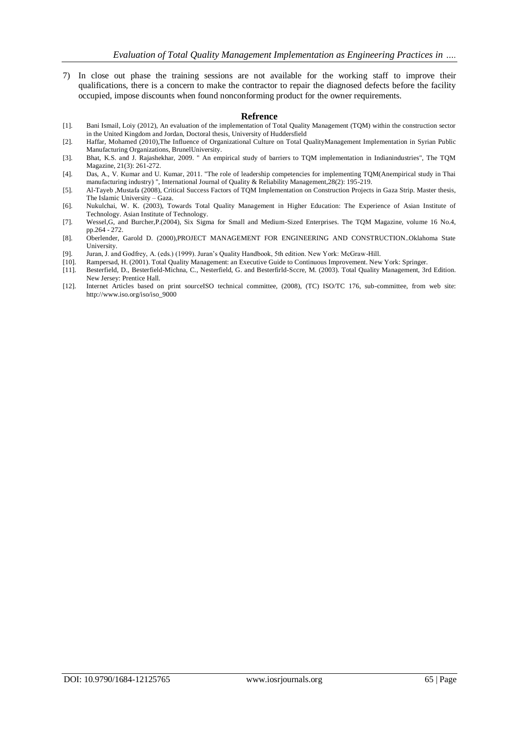7) In close out phase the training sessions are not available for the working staff to improve their qualifications, there is a concern to make the contractor to repair the diagnosed defects before the facility occupied, impose discounts when found nonconforming product for the owner requirements.

## Refrence

[1]. Bani Ismail, Loiy (2012), An evaluation of the implementation of Total Quality Management (TQM) within the construction sector in the United Kingdom and Jordan, Doctoral thesis, University of Huddersfield

[2]. Haffar, Mohamed (2010),The Influence of Organizational Culture on Total QualityManagement Implementation in Syrian Public Manufacturing Organizations, BrunelUniversity.

[3]. Bhat, K.S. and J. Rajashekhar, 2009. " An empirical study of barriers to TQM implementation in Indianindustries", The TQM Magazine, 21(3): 261-272.

[4]. Das, A., V. Kumar and U. Kumar, 2011. "The role of leadership competencies for implementing TQM(Anempirical study in Thai manufacturing industry) ", International Journal of Quality & Reliability Management,28(2): 195-219.

[5]. Al-Tayeb ,Mustafa (2008), Critical Success Factors of TQM Implementation on Construction Projects in Gaza Strip. Master thesis, The Islamic University – Gaza.

[6]. Nukulchai, W. K. (2003), Towards Total Quality Management in Higher Education: The Experience of Asian Institute of Technology. Asian Institute of Technology.

[7]. Wessel,G, and Burcher,P.(2004), Six Sigma for Small and Medium-Sized Enterprises. The TQM Magazine, volume 16 No.4, pp.264 - 272.

[8]. Oberlender, Garold D. (2000),PROJECT MANAGEMENT FOR ENGINEERING AND CONSTRUCTION..Oklahoma State University.

[9]. Juran, J. and Godfrey, A. (eds.) (1999). Juran's Quality Handbook, 5th edition. New York: McGraw-Hill.

[10]. Rampersad, H. (2001). Total Quality Management: an Executive Guide to Continuous Improvement. New York: Springer.

[11]. Besterfield, D., Besterfield-Michna, C., Nesterfield, G. and Besterfirld-Sccre, M. (2003). Total Quality Management, 3rd Edition. New Jersey: Prentice Hall.

[12]. Internet Articles based on print sourceISO technical committee, (2008), (TC) ISO/TC 176, sub-committee, from web site: http://www.iso.org/iso/iso_9000